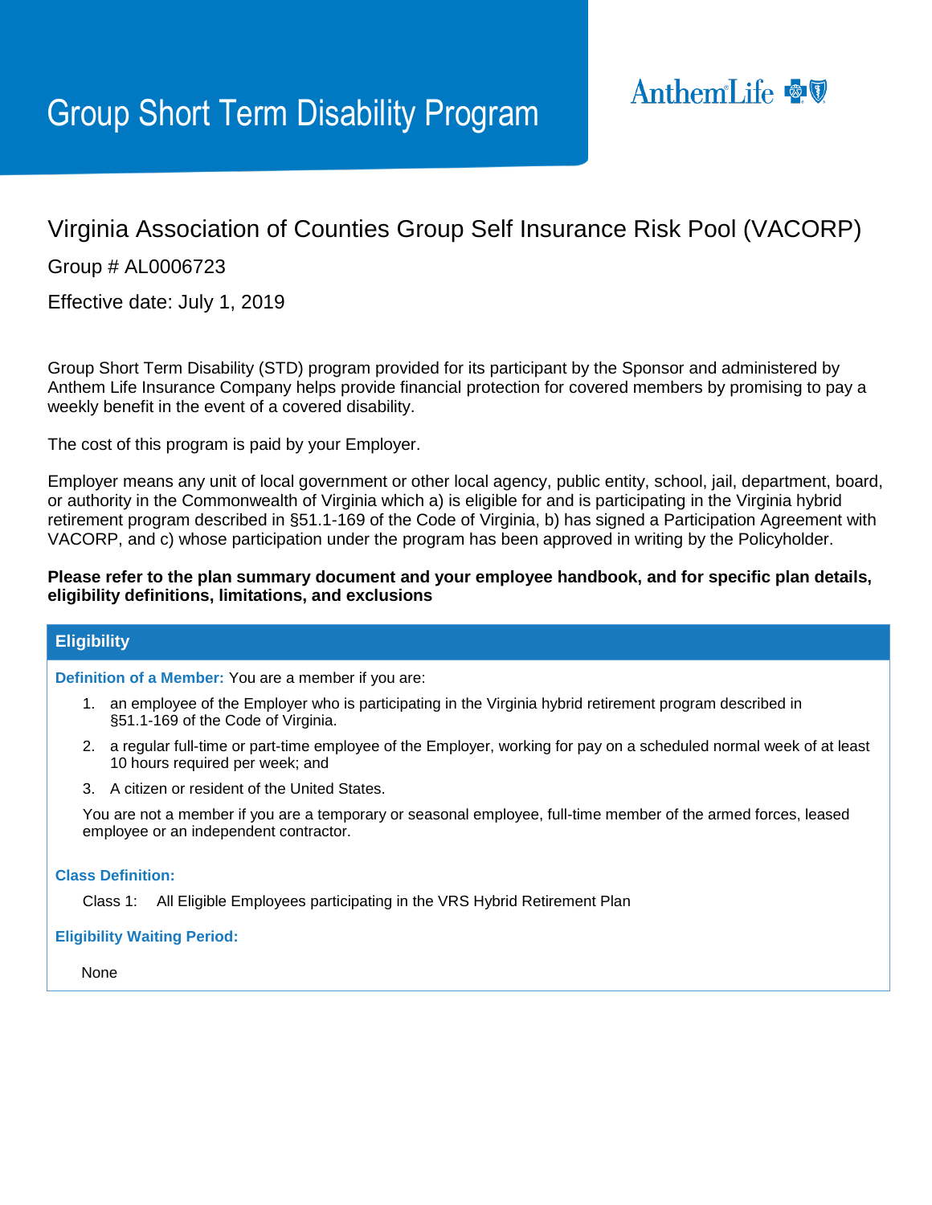# Group Short Term Disability Program

AnthemLife

## Virginia Association of Counties Group Self Insurance Risk Pool (VACORP)

Group # AL0006723

Effective date: July 1, 2019

Group Short Term Disability (STD) program provided for its participant by the Sponsor and administered by Anthem Life Insurance Company helps provide financial protection for covered members by promising to pay a weekly benefit in the event of a covered disability.

The cost of this program is paid by your Employer.

Employer means any unit of local government or other local agency, public entity, school, jail, department, board, or authority in the Commonwealth of Virginia which a) is eligible for and is participating in the Virginia hybrid retirement program described in §51.1-169 of the Code of Virginia, b) has signed a Participation Agreement with VACORP, and c) whose participation under the program has been approved in writing by the Policyholder.

**Please refer to the plan summary document and your employee handbook, and for specific plan details, eligibility definitions, limitations, and exclusions**

### Eligibility

**Definition of a Member:** You are a member if you are:

1. an employee of the Employer who is participating in the Virginia hybrid retirement program described in §51.1-169 of the Code of Virginia.
2. a regular full-time or part-time employee of the Employer, working for pay on a scheduled normal week of at least 10 hours required per week; and
3. A citizen or resident of the United States.

You are not a member if you are a temporary or seasonal employee, full-time member of the armed forces, leased employee or an independent contractor.

**Class Definition:**

Class 1: All Eligible Employees participating in the VRS Hybrid Retirement Plan

**Eligibility Waiting Period:**

None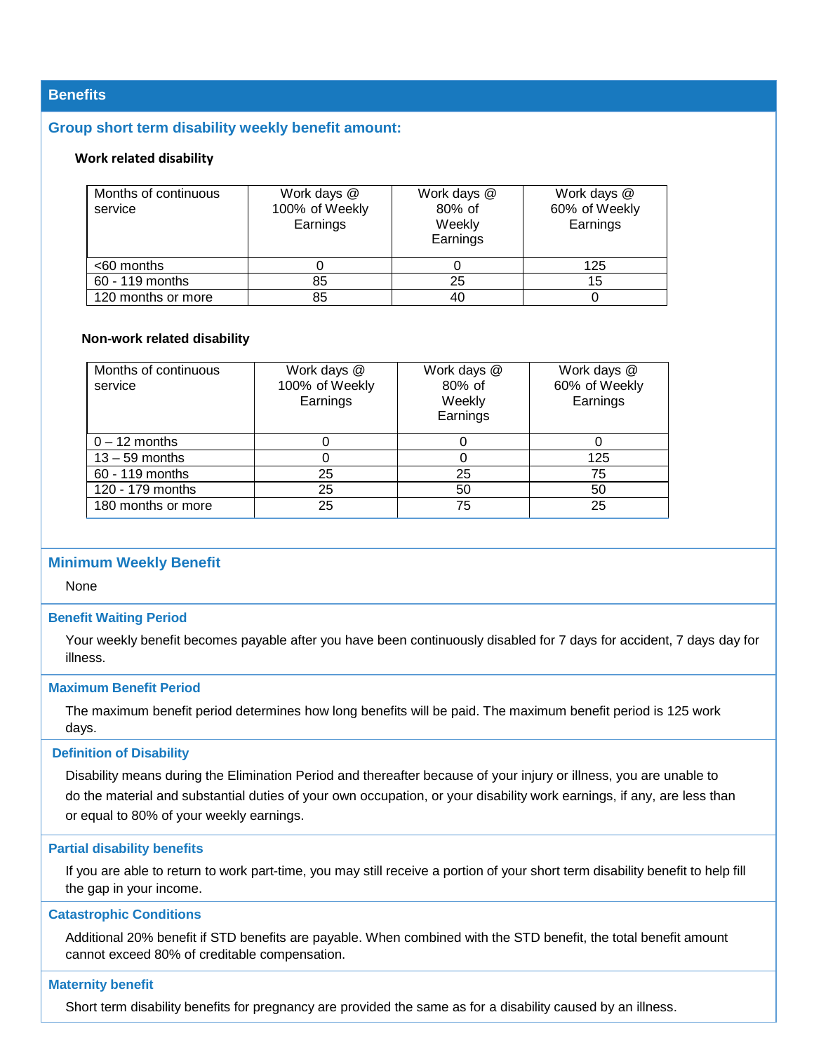## Benefits

### Group short term disability weekly benefit amount:

**Work related disability**

| Months of continuous service | Work days @ 100% of Weekly Earnings | Work days @ 80% of Weekly Earnings | Work days @ 60% of Weekly Earnings |
|---|---|---|---|
| <60 months | 0 | 0 | 125 |
| 60 - 119 months | 85 | 25 | 15 |
| 120 months or more | 85 | 40 | 0 |

**Non-work related disability**

| Months of continuous service | Work days @ 100% of Weekly Earnings | Work days @ 80% of Weekly Earnings | Work days @ 60% of Weekly Earnings |
|---|---|---|---|
| 0 – 12 months | 0 | 0 | 0 |
| 13 – 59 months | 0 | 0 | 125 |
| 60 - 119 months | 25 | 25 | 75 |
| 120 - 179 months | 25 | 50 | 50 |
| 180 months or more | 25 | 75 | 25 |

### Minimum Weekly Benefit

None

### Benefit Waiting Period

Your weekly benefit becomes payable after you have been continuously disabled for 7 days for accident, 7 days day for illness.

### Maximum Benefit Period

The maximum benefit period determines how long benefits will be paid. The maximum benefit period is 125 work days.

### Definition of Disability

Disability means during the Elimination Period and thereafter because of your injury or illness, you are unable to do the material and substantial duties of your own occupation, or your disability work earnings, if any, are less than or equal to 80% of your weekly earnings.

### Partial disability benefits

If you are able to return to work part-time, you may still receive a portion of your short term disability benefit to help fill the gap in your income.

### Catastrophic Conditions

Additional 20% benefit if STD benefits are payable. When combined with the STD benefit, the total benefit amount cannot exceed 80% of creditable compensation.

### Maternity benefit

Short term disability benefits for pregnancy are provided the same as for a disability caused by an illness.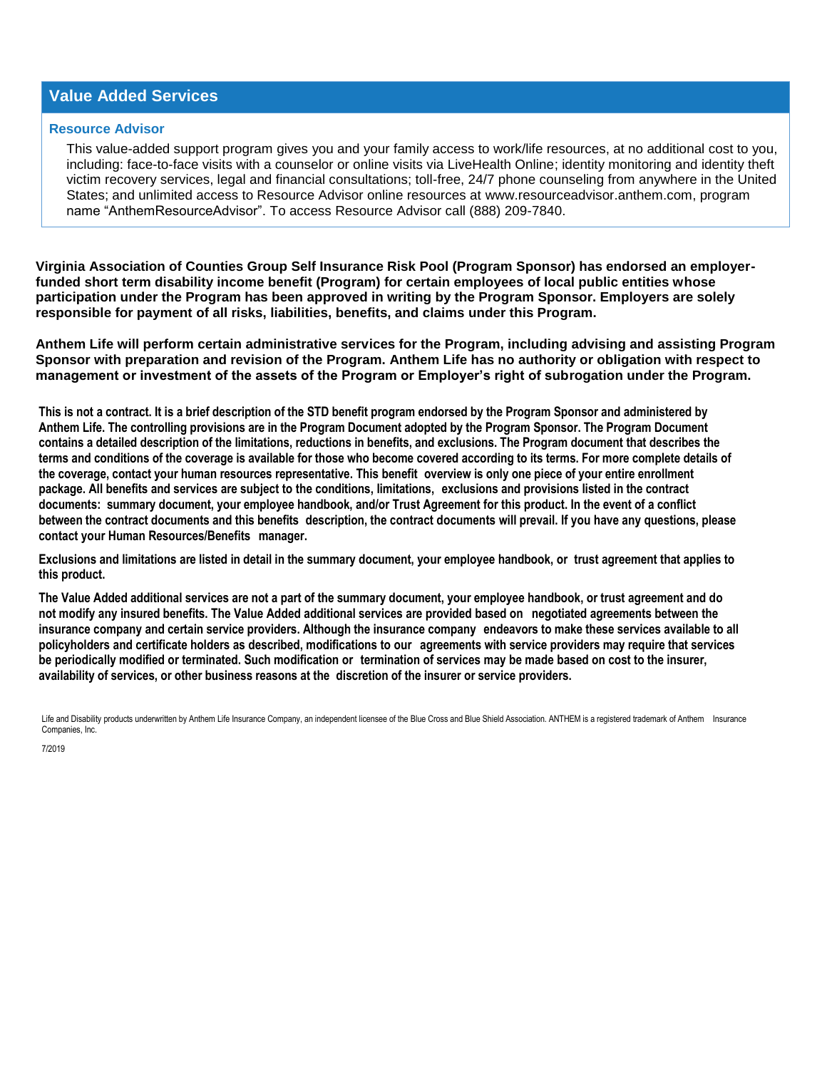## Value Added Services

### Resource Advisor

This value-added support program gives you and your family access to work/life resources, at no additional cost to you, including: face-to-face visits with a counselor or online visits via LiveHealth Online; identity monitoring and identity theft victim recovery services, legal and financial consultations; toll-free, 24/7 phone counseling from anywhere in the United States; and unlimited access to Resource Advisor online resources at www.resourceadvisor.anthem.com, program name "AnthemResourceAdvisor". To access Resource Advisor call (888) 209-7840.

**Virginia Association of Counties Group Self Insurance Risk Pool (Program Sponsor) has endorsed an employer-funded short term disability income benefit (Program) for certain employees of local public entities whose participation under the Program has been approved in writing by the Program Sponsor. Employers are solely responsible for payment of all risks, liabilities, benefits, and claims under this Program.**

**Anthem Life will perform certain administrative services for the Program, including advising and assisting Program Sponsor with preparation and revision of the Program. Anthem Life has no authority or obligation with respect to management or investment of the assets of the Program or Employer's right of subrogation under the Program.**

**This is not a contract. It is a brief description of the STD benefit program endorsed by the Program Sponsor and administered by Anthem Life. The controlling provisions are in the Program Document adopted by the Program Sponsor. The Program Document contains a detailed description of the limitations, reductions in benefits, and exclusions. The Program document that describes the terms and conditions of the coverage is available for those who become covered according to its terms. For more complete details of the coverage, contact your human resources representative. This benefit overview is only one piece of your entire enrollment package. All benefits and services are subject to the conditions, limitations, exclusions and provisions listed in the contract documents: summary document, your employee handbook, and/or Trust Agreement for this product. In the event of a conflict between the contract documents and this benefits description, the contract documents will prevail. If you have any questions, please contact your Human Resources/Benefits manager.**

**Exclusions and limitations are listed in detail in the summary document, your employee handbook, or trust agreement that applies to this product.**

**The Value Added additional services are not a part of the summary document, your employee handbook, or trust agreement and do not modify any insured benefits. The Value Added additional services are provided based on negotiated agreements between the insurance company and certain service providers. Although the insurance company endeavors to make these services available to all policyholders and certificate holders as described, modifications to our agreements with service providers may require that services be periodically modified or terminated. Such modification or termination of services may be made based on cost to the insurer, availability of services, or other business reasons at the discretion of the insurer or service providers.**

Life and Disability products underwritten by Anthem Life Insurance Company, an independent licensee of the Blue Cross and Blue Shield Association. ANTHEM is a registered trademark of Anthem Insurance Companies, Inc.

7/2019